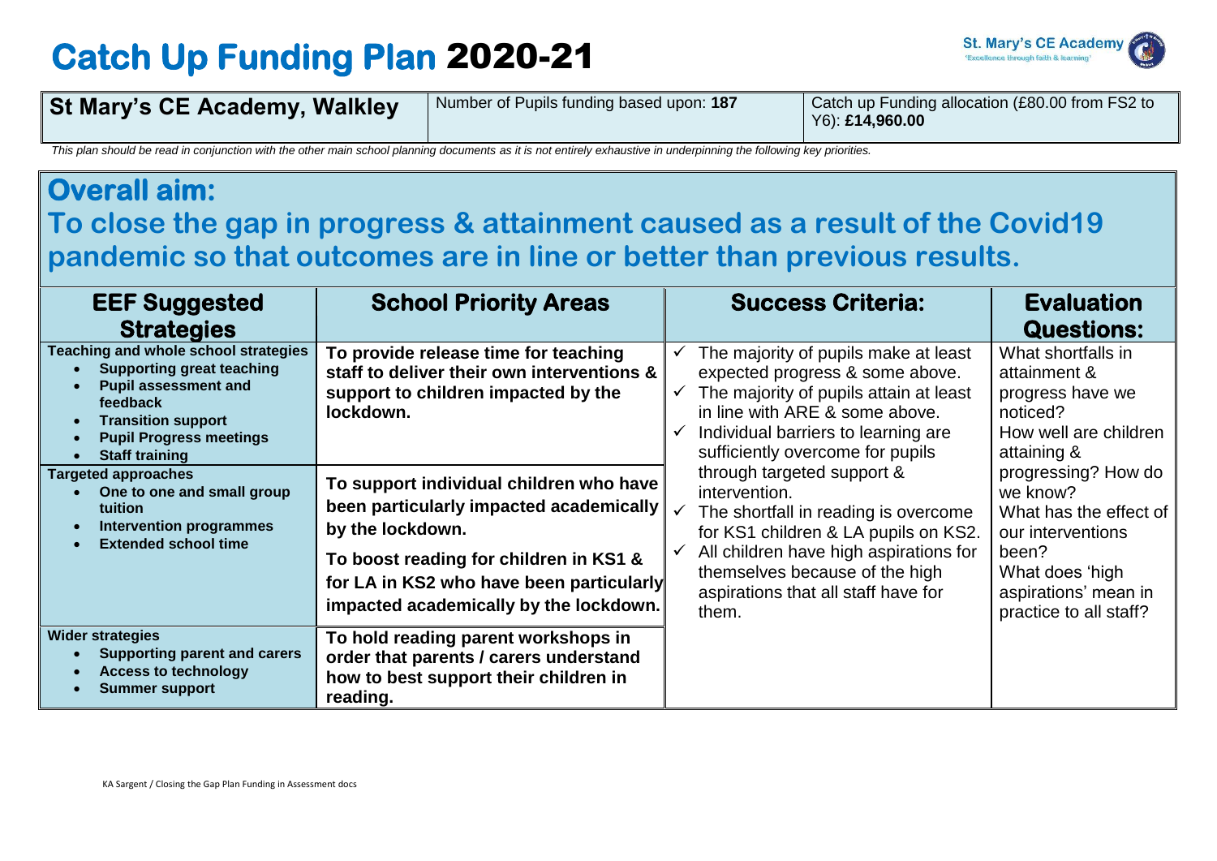# Catch Up Funding Plan 2020-21

St. Mary's CE Academy
'Excellence through faith & learning'

| St Mary's CE Academy, Walkley | Number of Pupils funding based upon: **187** | Catch up Funding allocation (£80.00 from FS2 to Y6): **£14,960.00** |
|---|---|---|

*This plan should be read in conjunction with the other main school planning documents as it is not entirely exhaustive in underpinning the following key priorities.*

## Overall aim:

## To close the gap in progress & attainment caused as a result of the Covid19 pandemic so that outcomes are in line or better than previous results.

| EEF Suggested Strategies | School Priority Areas | Success Criteria: | Evaluation Questions: |
|---|---|---|---|
| **Teaching and whole school strategies**<br>• **Supporting great teaching**<br>• **Pupil assessment and feedback**<br>• **Transition support**<br>• **Pupil Progress meetings**<br>• **Staff training** | **To provide release time for teaching staff to deliver their own interventions & support to children impacted by the lockdown.** | ✓ The majority of pupils make at least expected progress & some above.<br>✓ The majority of pupils attain at least in line with ARE & some above.<br>✓ Individual barriers to learning are sufficiently overcome for pupils through targeted support & intervention.<br>✓ The shortfall in reading is overcome for KS1 children & LA pupils on KS2.<br>✓ All children have high aspirations for themselves because of the high aspirations that all staff have for them. | What shortfalls in attainment & progress have we noticed?<br>How well are children attaining & progressing? How do we know?<br>What has the effect of our interventions been?<br>What does 'high aspirations' mean in practice to all staff? |
| **Targeted approaches**<br>• **One to one and small group tuition**<br>• **Intervention programmes**<br>• **Extended school time** | **To support individual children who have been particularly impacted academically by the lockdown.**<br>**To boost reading for children in KS1 & for LA in KS2 who have been particularly impacted academically by the lockdown.** | | |
| **Wider strategies**<br>• **Supporting parent and carers**<br>• **Access to technology**<br>• **Summer support** | **To hold reading parent workshops in order that parents / carers understand how to best support their children in reading.** | | |

KA Sargent / Closing the Gap Plan Funding in Assessment docs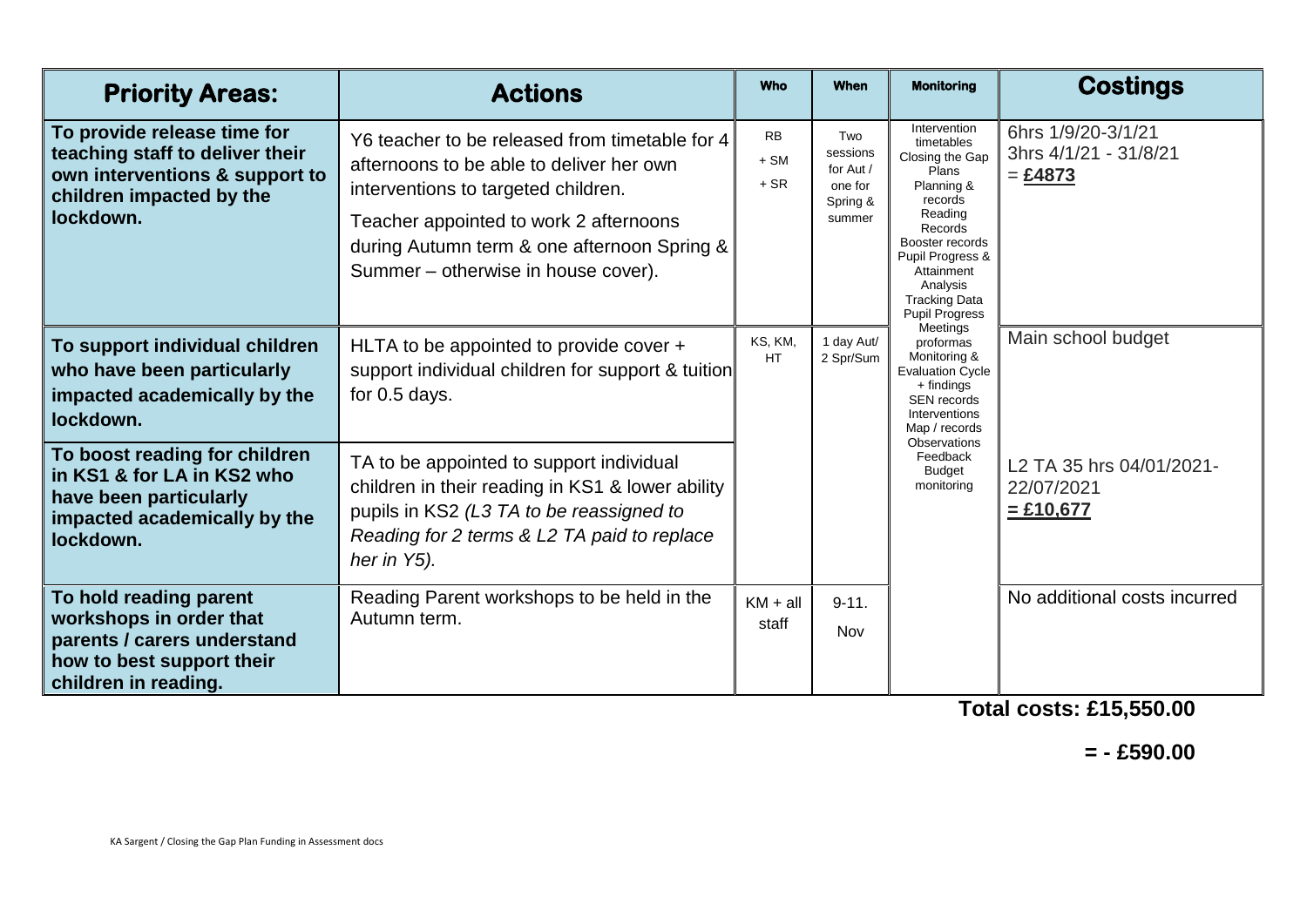| Priority Areas: | Actions | Who | When | Monitoring | Costings |
|---|---|---|---|---|---|
| **To provide release time for teaching staff to deliver their own interventions & support to children impacted by the lockdown.** | Y6 teacher to be released from timetable for 4 afternoons to be able to deliver her own interventions to targeted children.<br>Teacher appointed to work 2 afternoons during Autumn term & one afternoon Spring & Summer – otherwise in house cover). | RB + SM + SR | Two sessions for Aut / one for Spring & summer | Intervention timetables<br>Closing the Gap Plans<br>Planning & records<br>Reading Records<br>Booster records<br>Pupil Progress & Attainment Analysis<br>Tracking Data<br>Pupil Progress Meetings proformas<br>Monitoring & Evaluation Cycle + findings<br>SEN records<br>Interventions Map / records<br>Observations<br>Feedback<br>Budget monitoring | 6hrs 1/9/20-3/1/21<br>3hrs 4/1/21 - 31/8/21<br>= **£4873** |
| **To support individual children who have been particularly impacted academically by the lockdown.** | HLTA to be appointed to provide cover + support individual children for support & tuition for 0.5 days. | KS, KM, HT | 1 day Aut/ 2 Spr/Sum | | Main school budget |
| **To boost reading for children in KS1 & for LA in KS2 who have been particularly impacted academically by the lockdown.** | TA to be appointed to support individual children in their reading in KS1 & lower ability pupils in KS2 *(L3 TA to be reassigned to Reading for 2 terms & L2 TA paid to replace her in Y5).* | | | | L2 TA 35 hrs 04/01/2021-22/07/2021<br>**= £10,677** |
| **To hold reading parent workshops in order that parents / carers understand how to best support their children in reading.** | Reading Parent workshops to be held in the Autumn term. | KM + all staff | 9-11. Nov | | No additional costs incurred |

**Total costs: £15,550.00**

**= - £590.00**

KA Sargent / Closing the Gap Plan Funding in Assessment docs